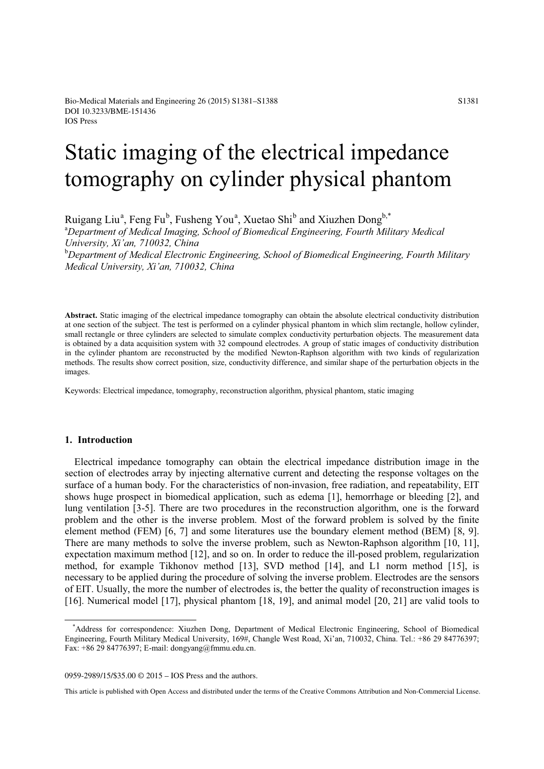# Static imaging of the electrical impedance tomography on cylinder physical phantom

Ruigang Liu[a], Feng Fu[b], Fusheng You[a], Xuetao Shi[b] and Xiuzhen Dong[b,*]

[a]*Department of Medical Imaging, School of Biomedical Engineering, Fourth Military Medical University, Xi'an, 710032, China*

[b]*Department of Medical Electronic Engineering, School of Biomedical Engineering, Fourth Military Medical University, Xi'an, 710032, China*

**Abstract.** Static imaging of the electrical impedance tomography can obtain the absolute electrical conductivity distribution at one section of the subject. The test is performed on a cylinder physical phantom in which slim rectangle, hollow cylinder, small rectangle or three cylinders are selected to simulate complex conductivity perturbation objects. The measurement data is obtained by a data acquisition system with 32 compound electrodes. A group of static images of conductivity distribution in the cylinder phantom are reconstructed by the modified Newton-Raphson algorithm with two kinds of regularization methods. The results show correct position, size, conductivity difference, and similar shape of the perturbation objects in the images.

Keywords: Electrical impedance, tomography, reconstruction algorithm, physical phantom, static imaging

## 1. Introduction

Electrical impedance tomography can obtain the electrical impedance distribution image in the section of electrodes array by injecting alternative current and detecting the response voltages on the surface of a human body. For the characteristics of non-invasion, free radiation, and repeatability, EIT shows huge prospect in biomedical application, such as edema [1], hemorrhage or bleeding [2], and lung ventilation [3-5]. There are two procedures in the reconstruction algorithm, one is the forward problem and the other is the inverse problem. Most of the forward problem is solved by the finite element method (FEM) [6, 7] and some literatures use the boundary element method (BEM) [8, 9]. There are many methods to solve the inverse problem, such as Newton-Raphson algorithm [10, 11], expectation maximum method [12], and so on. In order to reduce the ill-posed problem, regularization method, for example Tikhonov method [13], SVD method [14], and L1 norm method [15], is necessary to be applied during the procedure of solving the inverse problem. Electrodes are the sensors of EIT. Usually, the more the number of electrodes is, the better the quality of reconstruction images is [16]. Numerical model [17], physical phantom [18, 19], and animal model [20, 21] are valid tools to

---

[*]Address for correspondence: Xiuzhen Dong, Department of Medical Electronic Engineering, School of Biomedical Engineering, Fourth Military Medical University, 169#, Changle West Road, Xi'an, 710032, China. Tel.: +86 29 84776397; Fax: +86 29 84776397; E-mail: dongyang@fmmu.edu.cn.

0959-2989/15/$35.00 © 2015 – IOS Press and the authors.

This article is published with Open Access and distributed under the terms of the Creative Commons Attribution and Non-Commercial License.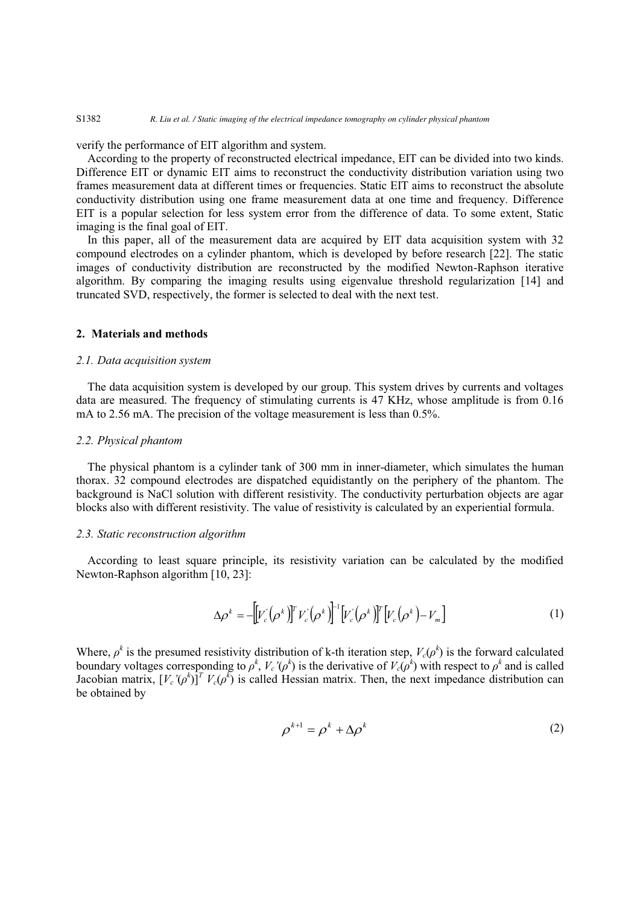verify the performance of EIT algorithm and system.

According to the property of reconstructed electrical impedance, EIT can be divided into two kinds. Difference EIT or dynamic EIT aims to reconstruct the conductivity distribution variation using two frames measurement data at different times or frequencies. Static EIT aims to reconstruct the absolute conductivity distribution using one frame measurement data at one time and frequency. Difference EIT is a popular selection for less system error from the difference of data. To some extent, Static imaging is the final goal of EIT.

In this paper, all of the measurement data are acquired by EIT data acquisition system with 32 compound electrodes on a cylinder phantom, which is developed by before research [22]. The static images of conductivity distribution are reconstructed by the modified Newton-Raphson iterative algorithm. By comparing the imaging results using eigenvalue threshold regularization [14] and truncated SVD, respectively, the former is selected to deal with the next test.

## 2. Materials and methods

### 2.1. Data acquisition system

The data acquisition system is developed by our group. This system drives by currents and voltages data are measured. The frequency of stimulating currents is 47 KHz, whose amplitude is from 0.16 mA to 2.56 mA. The precision of the voltage measurement is less than 0.5%.

### 2.2. Physical phantom

The physical phantom is a cylinder tank of 300 mm in inner-diameter, which simulates the human thorax. 32 compound electrodes are dispatched equidistantly on the periphery of the phantom. The background is NaCl solution with different resistivity. The conductivity perturbation objects are agar blocks also with different resistivity. The value of resistivity is calculated by an experiential formula.

### 2.3. Static reconstruction algorithm

According to least square principle, its resistivity variation can be calculated by the modified Newton-Raphson algorithm [10, 23]:

$$\Delta\rho^k = -\left[\left[V_c'\left(\rho^k\right)\right]^T V_c'\left(\rho^k\right)\right]^{-1}\left[V_c'\left(\rho^k\right)\right]^T\left[V_c\left(\rho^k\right) - V_m\right] \tag{1}$$

Where, $\rho^k$ is the presumed resistivity distribution of k-th iteration step, $V_c(\rho^k)$ is the forward calculated boundary voltages corresponding to $\rho^k$, $V_c'(\rho^k)$ is the derivative of $V_c(\rho^k)$ with respect to $\rho^k$ and is called Jacobian matrix, $[V_c'(\rho^k)]^T V_c(\rho^k)$ is called Hessian matrix. Then, the next impedance distribution can be obtained by

$$\rho^{k+1} = \rho^k + \Delta\rho^k \tag{2}$$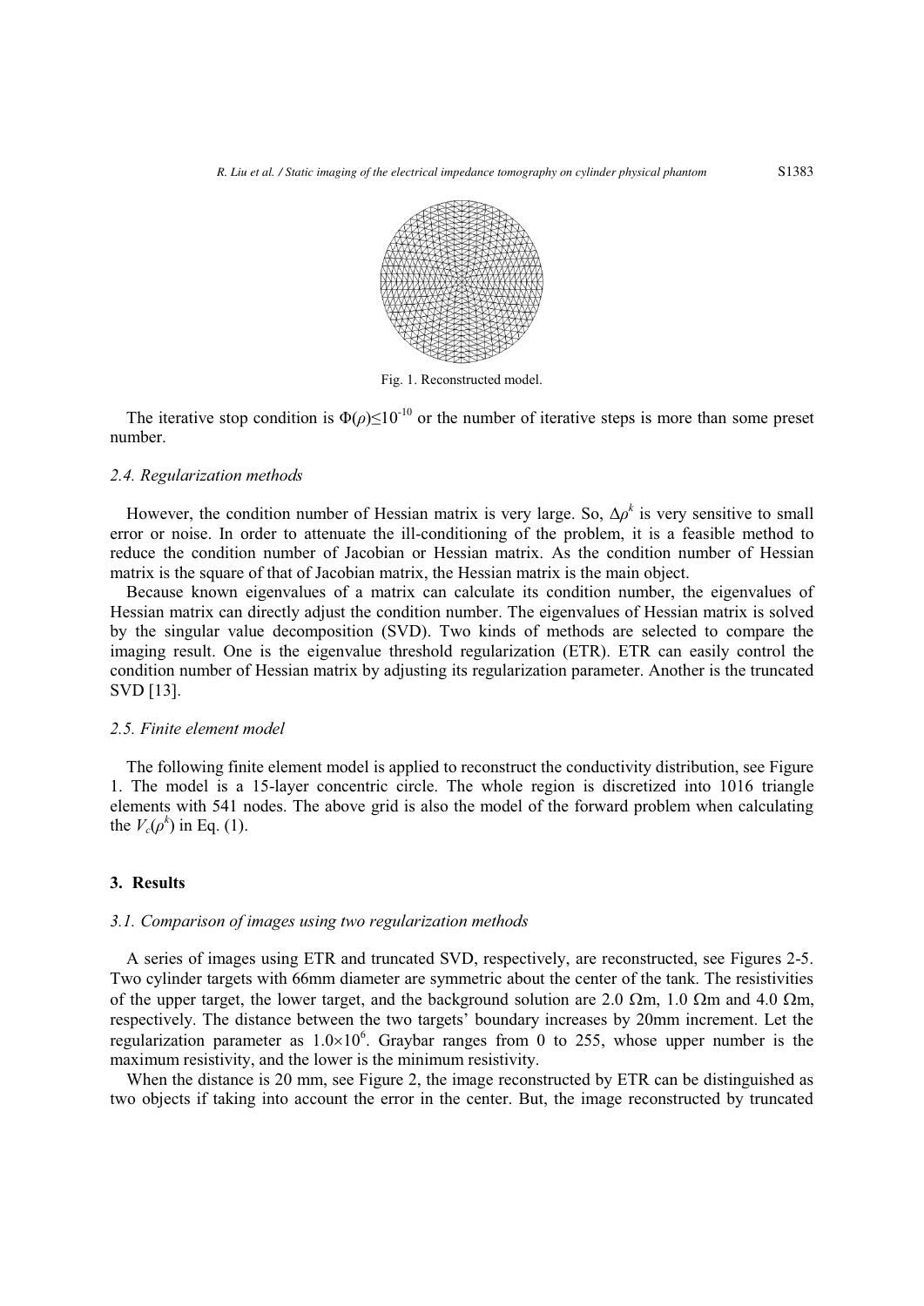Fig. 1. Reconstructed model.

The iterative stop condition is $\Phi(\rho)\leq 10^{-10}$ or the number of iterative steps is more than some preset number.

### 2.4. Regularization methods

However, the condition number of Hessian matrix is very large. So, $\Delta\rho^k$ is very sensitive to small error or noise. In order to attenuate the ill-conditioning of the problem, it is a feasible method to reduce the condition number of Jacobian or Hessian matrix. As the condition number of Hessian matrix is the square of that of Jacobian matrix, the Hessian matrix is the main object.

Because known eigenvalues of a matrix can calculate its condition number, the eigenvalues of Hessian matrix can directly adjust the condition number. The eigenvalues of Hessian matrix is solved by the singular value decomposition (SVD). Two kinds of methods are selected to compare the imaging result. One is the eigenvalue threshold regularization (ETR). ETR can easily control the condition number of Hessian matrix by adjusting its regularization parameter. Another is the truncated SVD [13].

### 2.5. Finite element model

The following finite element model is applied to reconstruct the conductivity distribution, see Figure 1. The model is a 15-layer concentric circle. The whole region is discretized into 1016 triangle elements with 541 nodes. The above grid is also the model of the forward problem when calculating the $V_c(\rho^k)$ in Eq. (1).

## 3. Results

### 3.1. Comparison of images using two regularization methods

A series of images using ETR and truncated SVD, respectively, are reconstructed, see Figures 2-5. Two cylinder targets with 66mm diameter are symmetric about the center of the tank. The resistivities of the upper target, the lower target, and the background solution are 2.0 Ωm, 1.0 Ωm and 4.0 Ωm, respectively. The distance between the two targets' boundary increases by 20mm increment. Let the regularization parameter as $1.0\times10^6$. Graybar ranges from 0 to 255, whose upper number is the maximum resistivity, and the lower is the minimum resistivity.

When the distance is 20 mm, see Figure 2, the image reconstructed by ETR can be distinguished as two objects if taking into account the error in the center. But, the image reconstructed by truncated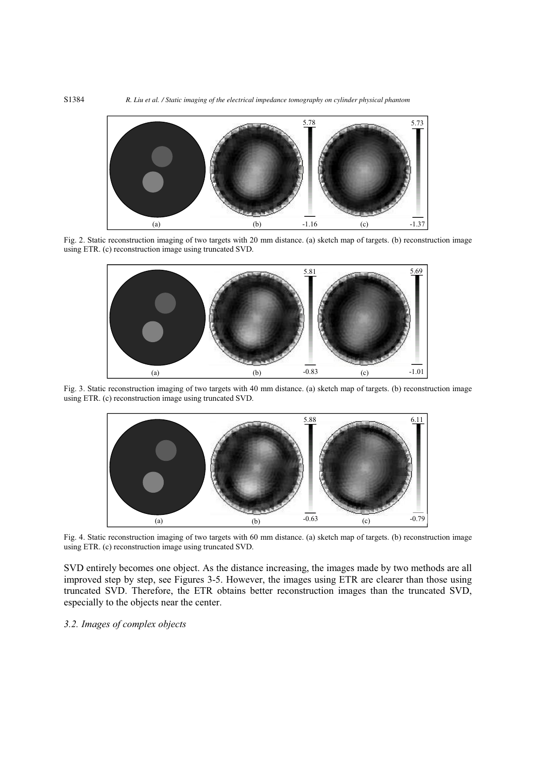Fig. 2. Static reconstruction imaging of two targets with 20 mm distance. (a) sketch map of targets. (b) reconstruction image using ETR. (c) reconstruction image using truncated SVD.

Fig. 3. Static reconstruction imaging of two targets with 40 mm distance. (a) sketch map of targets. (b) reconstruction image using ETR. (c) reconstruction image using truncated SVD.

Fig. 4. Static reconstruction imaging of two targets with 60 mm distance. (a) sketch map of targets. (b) reconstruction image using ETR. (c) reconstruction image using truncated SVD.

SVD entirely becomes one object. As the distance increasing, the images made by two methods are all improved step by step, see Figures 3-5. However, the images using ETR are clearer than those using truncated SVD. Therefore, the ETR obtains better reconstruction images than the truncated SVD, especially to the objects near the center.

### *3.2. Images of complex objects*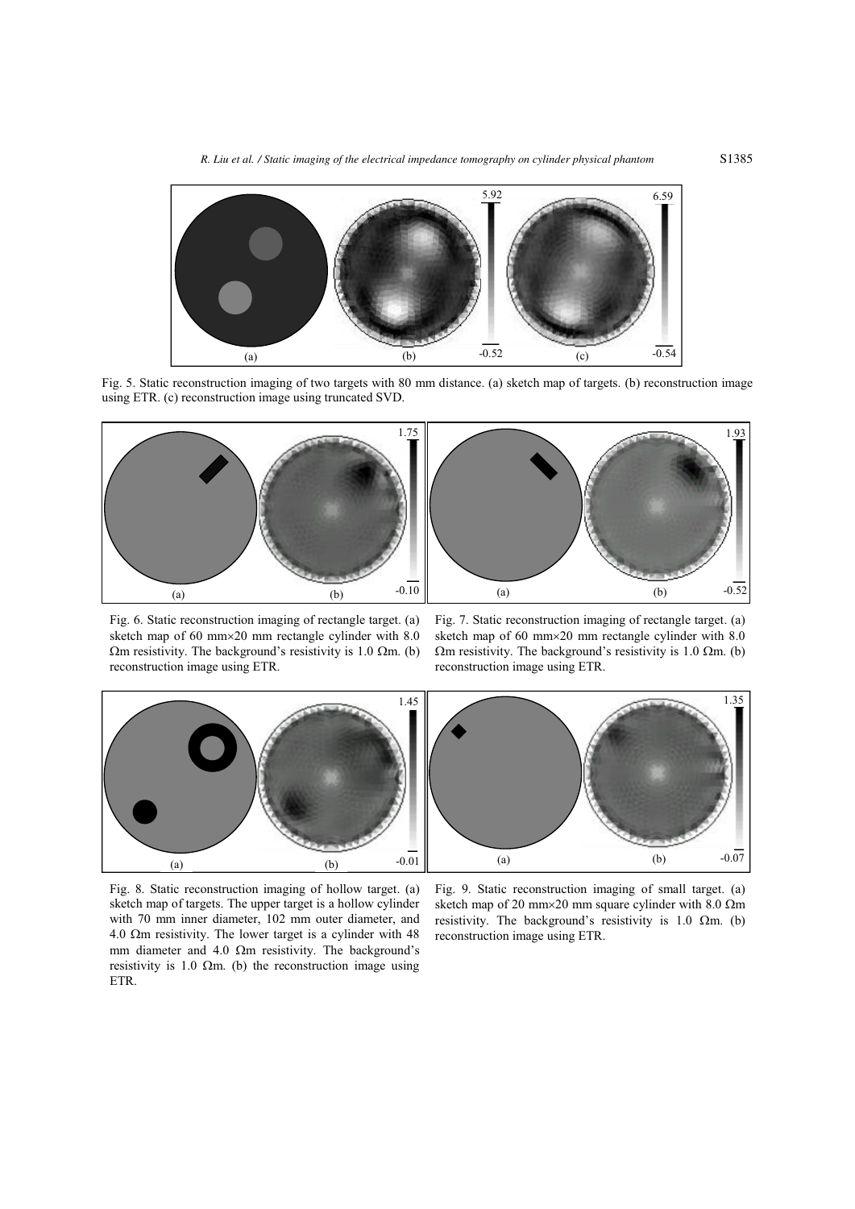Fig. 5. Static reconstruction imaging of two targets with 80 mm distance. (a) sketch map of targets. (b) reconstruction image using ETR. (c) reconstruction image using truncated SVD.

Fig. 6. Static reconstruction imaging of rectangle target. (a) sketch map of 60 mm×20 mm rectangle cylinder with 8.0 Ωm resistivity. The background's resistivity is 1.0 Ωm. (b) reconstruction image using ETR.

Fig. 7. Static reconstruction imaging of rectangle target. (a) sketch map of 60 mm×20 mm rectangle cylinder with 8.0 Ωm resistivity. The background's resistivity is 1.0 Ωm. (b) reconstruction image using ETR.

Fig. 8. Static reconstruction imaging of hollow target. (a) sketch map of targets. The upper target is a hollow cylinder with 70 mm inner diameter, 102 mm outer diameter, and 4.0 Ωm resistivity. The lower target is a cylinder with 48 mm diameter and 4.0 Ωm resistivity. The background's resistivity is 1.0 Ωm. (b) the reconstruction image using ETR.

Fig. 9. Static reconstruction imaging of small target. (a) sketch map of 20 mm×20 mm square cylinder with 8.0 Ωm resistivity. The background's resistivity is 1.0 Ωm. (b) reconstruction image using ETR.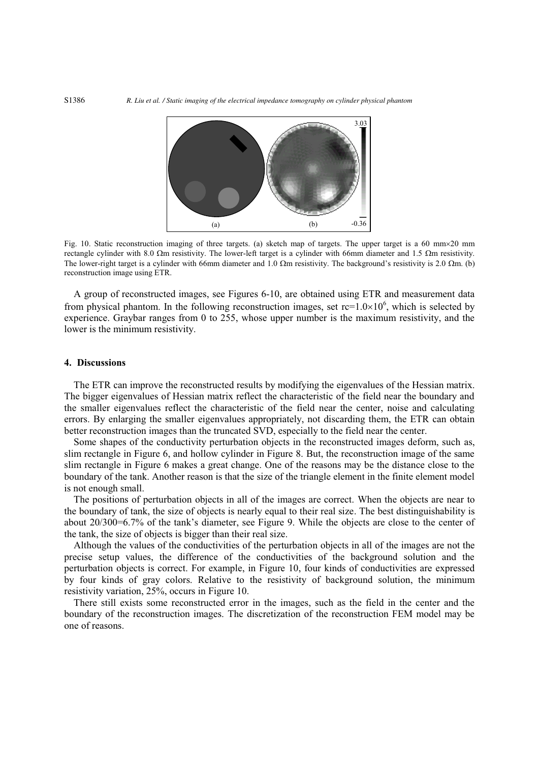Fig. 10. Static reconstruction imaging of three targets. (a) sketch map of targets. The upper target is a 60 mm×20 mm rectangle cylinder with 8.0 Ωm resistivity. The lower-left target is a cylinder with 66mm diameter and 1.5 Ωm resistivity. The lower-right target is a cylinder with 66mm diameter and 1.0 Ωm resistivity. The background's resistivity is 2.0 Ωm. (b) reconstruction image using ETR.

A group of reconstructed images, see Figures 6-10, are obtained using ETR and measurement data from physical phantom. In the following reconstruction images, set $rc=1.0\times10^6$, which is selected by experience. Graybar ranges from 0 to 255, whose upper number is the maximum resistivity, and the lower is the minimum resistivity.

## 4. Discussions

The ETR can improve the reconstructed results by modifying the eigenvalues of the Hessian matrix. The bigger eigenvalues of Hessian matrix reflect the characteristic of the field near the boundary and the smaller eigenvalues reflect the characteristic of the field near the center, noise and calculating errors. By enlarging the smaller eigenvalues appropriately, not discarding them, the ETR can obtain better reconstruction images than the truncated SVD, especially to the field near the center.

Some shapes of the conductivity perturbation objects in the reconstructed images deform, such as, slim rectangle in Figure 6, and hollow cylinder in Figure 8. But, the reconstruction image of the same slim rectangle in Figure 6 makes a great change. One of the reasons may be the distance close to the boundary of the tank. Another reason is that the size of the triangle element in the finite element model is not enough small.

The positions of perturbation objects in all of the images are correct. When the objects are near to the boundary of tank, the size of objects is nearly equal to their real size. The best distinguishability is about 20/300=6.7% of the tank's diameter, see Figure 9. While the objects are close to the center of the tank, the size of objects is bigger than their real size.

Although the values of the conductivities of the perturbation objects in all of the images are not the precise setup values, the difference of the conductivities of the background solution and the perturbation objects is correct. For example, in Figure 10, four kinds of conductivities are expressed by four kinds of gray colors. Relative to the resistivity of background solution, the minimum resistivity variation, 25%, occurs in Figure 10.

There still exists some reconstructed error in the images, such as the field in the center and the boundary of the reconstruction images. The discretization of the reconstruction FEM model may be one of reasons.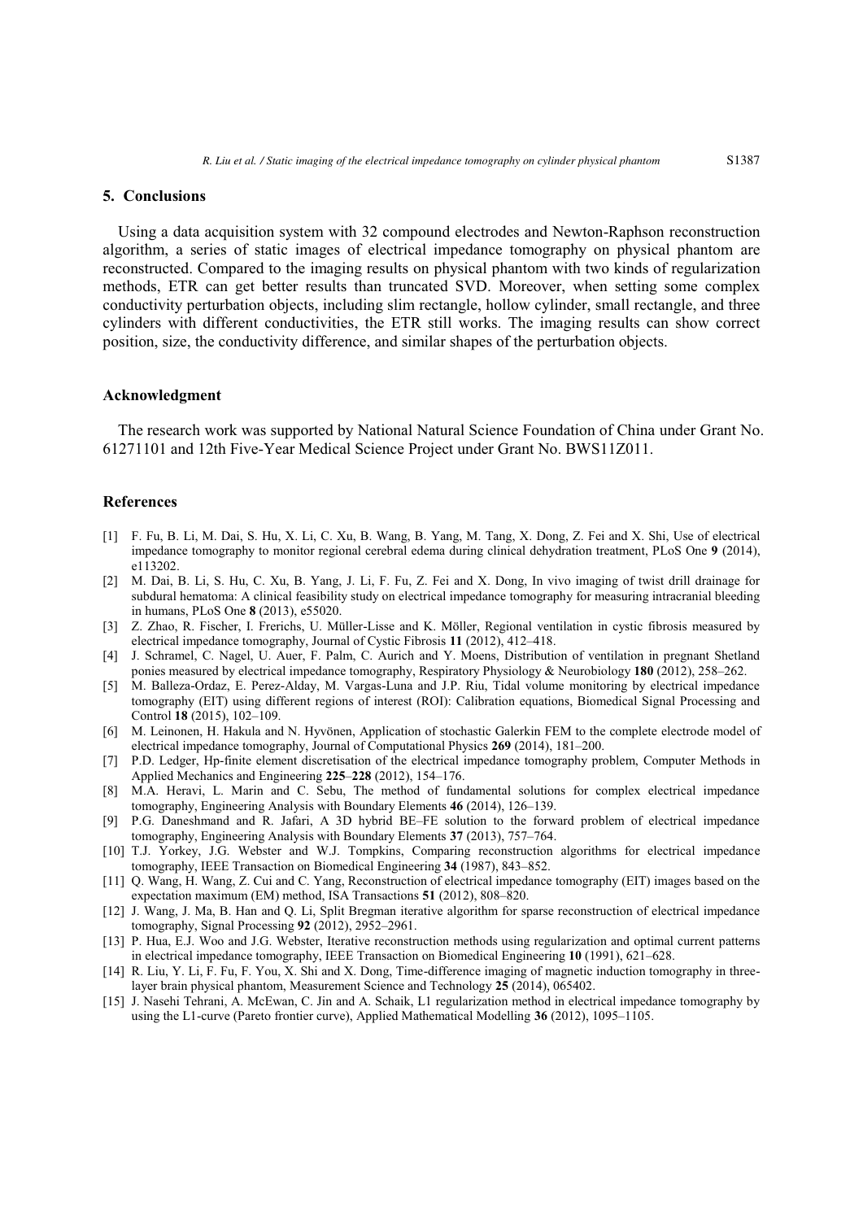## 5. Conclusions

Using a data acquisition system with 32 compound electrodes and Newton-Raphson reconstruction algorithm, a series of static images of electrical impedance tomography on physical phantom are reconstructed. Compared to the imaging results on physical phantom with two kinds of regularization methods, ETR can get better results than truncated SVD. Moreover, when setting some complex conductivity perturbation objects, including slim rectangle, hollow cylinder, small rectangle, and three cylinders with different conductivities, the ETR still works. The imaging results can show correct position, size, the conductivity difference, and similar shapes of the perturbation objects.

## Acknowledgment

The research work was supported by National Natural Science Foundation of China under Grant No. 61271101 and 12th Five-Year Medical Science Project under Grant No. BWS11Z011.

## References

- [1] F. Fu, B. Li, M. Dai, S. Hu, X. Li, C. Xu, B. Wang, B. Yang, M. Tang, X. Dong, Z. Fei and X. Shi, Use of electrical impedance tomography to monitor regional cerebral edema during clinical dehydration treatment, PLoS One **9** (2014), e113202.
- [2] M. Dai, B. Li, S. Hu, C. Xu, B. Yang, J. Li, F. Fu, Z. Fei and X. Dong, In vivo imaging of twist drill drainage for subdural hematoma: A clinical feasibility study on electrical impedance tomography for measuring intracranial bleeding in humans, PLoS One **8** (2013), e55020.
- [3] Z. Zhao, R. Fischer, I. Frerichs, U. Müller-Lisse and K. Möller, Regional ventilation in cystic fibrosis measured by electrical impedance tomography, Journal of Cystic Fibrosis **11** (2012), 412–418.
- [4] J. Schramel, C. Nagel, U. Auer, F. Palm, C. Aurich and Y. Moens, Distribution of ventilation in pregnant Shetland ponies measured by electrical impedance tomography, Respiratory Physiology & Neurobiology **180** (2012), 258–262.
- [5] M. Balleza-Ordaz, E. Perez-Alday, M. Vargas-Luna and J.P. Riu, Tidal volume monitoring by electrical impedance tomography (EIT) using different regions of interest (ROI): Calibration equations, Biomedical Signal Processing and Control **18** (2015), 102–109.
- [6] M. Leinonen, H. Hakula and N. Hyvönen, Application of stochastic Galerkin FEM to the complete electrode model of electrical impedance tomography, Journal of Computational Physics **269** (2014), 181–200.
- [7] P.D. Ledger, Hp-finite element discretisation of the electrical impedance tomography problem, Computer Methods in Applied Mechanics and Engineering **225**–**228** (2012), 154–176.
- [8] M.A. Heravi, L. Marin and C. Sebu, The method of fundamental solutions for complex electrical impedance tomography, Engineering Analysis with Boundary Elements **46** (2014), 126–139.
- [9] P.G. Daneshmand and R. Jafari, A 3D hybrid BE–FE solution to the forward problem of electrical impedance tomography, Engineering Analysis with Boundary Elements **37** (2013), 757–764.
- [10] T.J. Yorkey, J.G. Webster and W.J. Tompkins, Comparing reconstruction algorithms for electrical impedance tomography, IEEE Transaction on Biomedical Engineering **34** (1987), 843–852.
- [11] Q. Wang, H. Wang, Z. Cui and C. Yang, Reconstruction of electrical impedance tomography (EIT) images based on the expectation maximum (EM) method, ISA Transactions **51** (2012), 808–820.
- [12] J. Wang, J. Ma, B. Han and Q. Li, Split Bregman iterative algorithm for sparse reconstruction of electrical impedance tomography, Signal Processing **92** (2012), 2952–2961.
- [13] P. Hua, E.J. Woo and J.G. Webster, Iterative reconstruction methods using regularization and optimal current patterns in electrical impedance tomography, IEEE Transaction on Biomedical Engineering **10** (1991), 621–628.
- [14] R. Liu, Y. Li, F. Fu, F. You, X. Shi and X. Dong, Time-difference imaging of magnetic induction tomography in three-layer brain physical phantom, Measurement Science and Technology **25** (2014), 065402.
- [15] J. Nasehi Tehrani, A. McEwan, C. Jin and A. Schaik, L1 regularization method in electrical impedance tomography by using the L1-curve (Pareto frontier curve), Applied Mathematical Modelling **36** (2012), 1095–1105.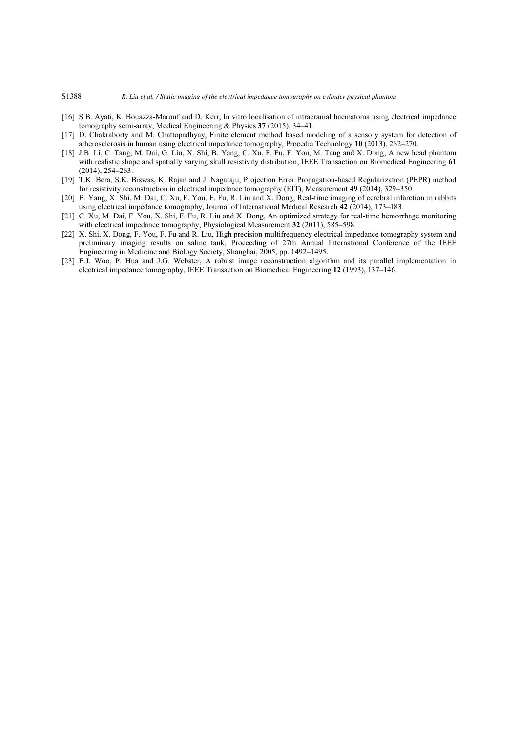[16] S.B. Ayati, K. Bouazza-Marouf and D. Kerr, In vitro localisation of intracranial haematoma using electrical impedance tomography semi-array, Medical Engineering & Physics **37** (2015), 34–41.

[17] D. Chakraborty and M. Chattopadhyay, Finite element method based modeling of a sensory system for detection of atherosclerosis in human using electrical impedance tomography, Procedia Technology **10** (2013), 262–270.

[18] J.B. Li, C. Tang, M. Dai, G. Liu, X. Shi, B. Yang, C. Xu, F. Fu, F. You, M. Tang and X. Dong, A new head phantom with realistic shape and spatially varying skull resistivity distribution, IEEE Transaction on Biomedical Engineering **61** (2014), 254–263.

[19] T.K. Bera, S.K. Biswas, K. Rajan and J. Nagaraju, Projection Error Propagation-based Regularization (PEPR) method for resistivity reconstruction in electrical impedance tomography (EIT), Measurement **49** (2014), 329–350.

[20] B. Yang, X. Shi, M. Dai, C. Xu, F. You, F. Fu, R. Liu and X. Dong, Real-time imaging of cerebral infarction in rabbits using electrical impedance tomography, Journal of International Medical Research **42** (2014), 173–183.

[21] C. Xu, M. Dai, F. You, X. Shi, F. Fu, R. Liu and X. Dong, An optimized strategy for real-time hemorrhage monitoring with electrical impedance tomography, Physiological Measurement **32** (2011), 585–598.

[22] X. Shi, X. Dong, F. You, F. Fu and R. Liu, High precision multifrequency electrical impedance tomography system and preliminary imaging results on saline tank, Proceeding of 27th Annual International Conference of the IEEE Engineering in Medicine and Biology Society, Shanghai, 2005, pp. 1492–1495.

[23] E.J. Woo, P. Hua and J.G. Webster, A robust image reconstruction algorithm and its parallel implementation in electrical impedance tomography, IEEE Transaction on Biomedical Engineering **12** (1993), 137–146.